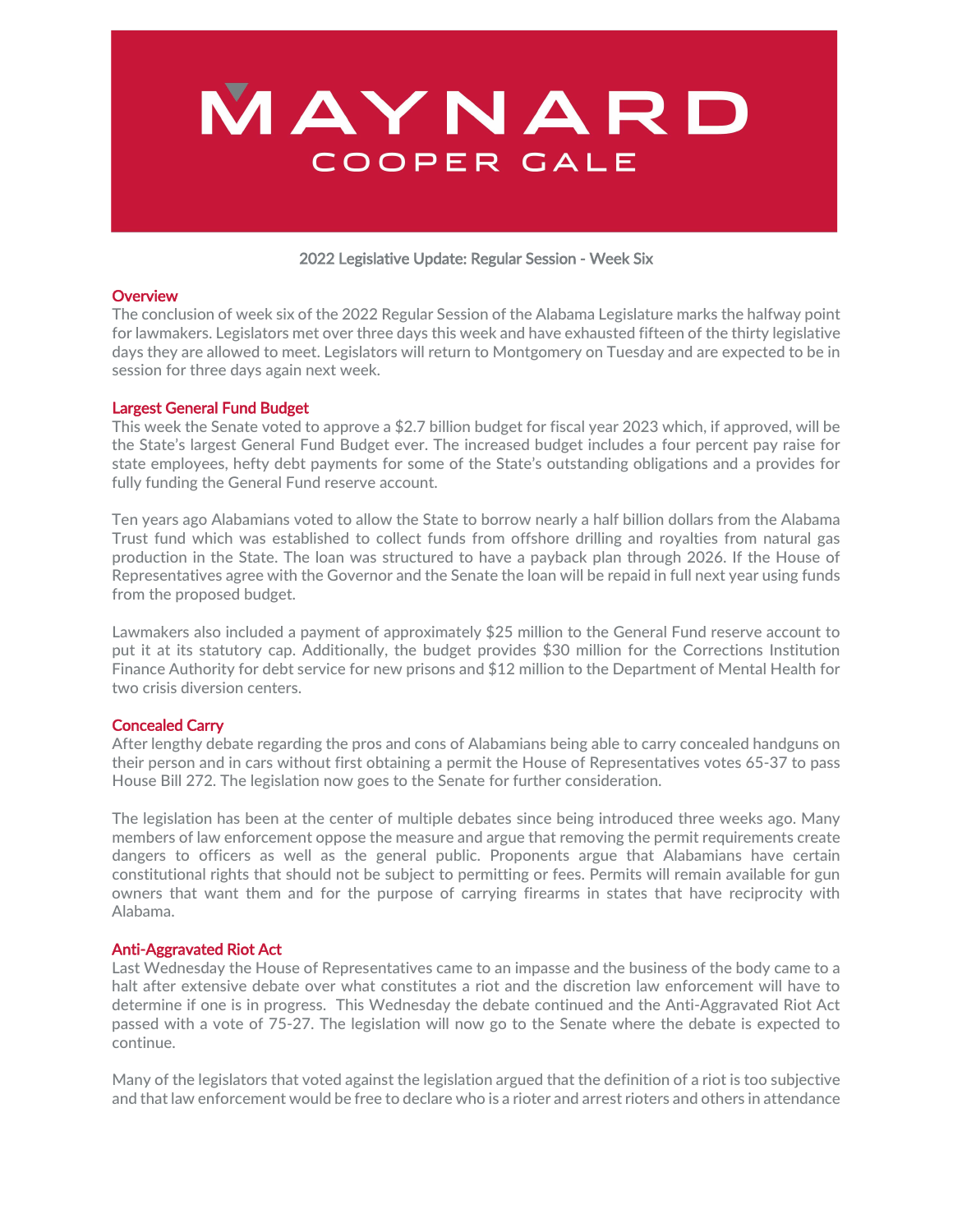# MAYNARD COOPER GALE

2022 Legislative Update: Regular Session - Week Six

## Overview

The conclusion of week six of the 2022 Regular Session of the Alabama Legislature marks the halfway point for lawmakers. Legislators met over three days this week and have exhausted fifteen of the thirty legislative days they are allowed to meet. Legislators will return to Montgomery on Tuesday and are expected to be in session for three days again next week.

## Largest General Fund Budget

This week the Senate voted to approve a $2.7 billion budget for fiscal year 2023 which, if approved, will be the State's largest General Fund Budget ever. The increased budget includes a four percent pay raise for state employees, hefty debt payments for some of the State's outstanding obligations and a provides for fully funding the General Fund reserve account.

Ten years ago Alabamians voted to allow the State to borrow nearly a half billion dollars from the Alabama Trust fund which was established to collect funds from offshore drilling and royalties from natural gas production in the State. The loan was structured to have a payback plan through 2026. If the House of Representatives agree with the Governor and the Senate the loan will be repaid in full next year using funds from the proposed budget.

Lawmakers also included a payment of approximately $25 million to the General Fund reserve account to put it at its statutory cap. Additionally, the budget provides $30 million for the Corrections Institution Finance Authority for debt service for new prisons and $12 million to the Department of Mental Health for two crisis diversion centers.

## Concealed Carry

After lengthy debate regarding the pros and cons of Alabamians being able to carry concealed handguns on their person and in cars without first obtaining a permit the House of Representatives votes 65-37 to pass House Bill 272. The legislation now goes to the Senate for further consideration.

The legislation has been at the center of multiple debates since being introduced three weeks ago. Many members of law enforcement oppose the measure and argue that removing the permit requirements create dangers to officers as well as the general public. Proponents argue that Alabamians have certain constitutional rights that should not be subject to permitting or fees. Permits will remain available for gun owners that want them and for the purpose of carrying firearms in states that have reciprocity with Alabama.

## Anti-Aggravated Riot Act

Last Wednesday the House of Representatives came to an impasse and the business of the body came to a halt after extensive debate over what constitutes a riot and the discretion law enforcement will have to determine if one is in progress. This Wednesday the debate continued and the Anti-Aggravated Riot Act passed with a vote of 75-27. The legislation will now go to the Senate where the debate is expected to continue.

Many of the legislators that voted against the legislation argued that the definition of a riot is too subjective and that law enforcement would be free to declare who is a rioter and arrest rioters and others in attendance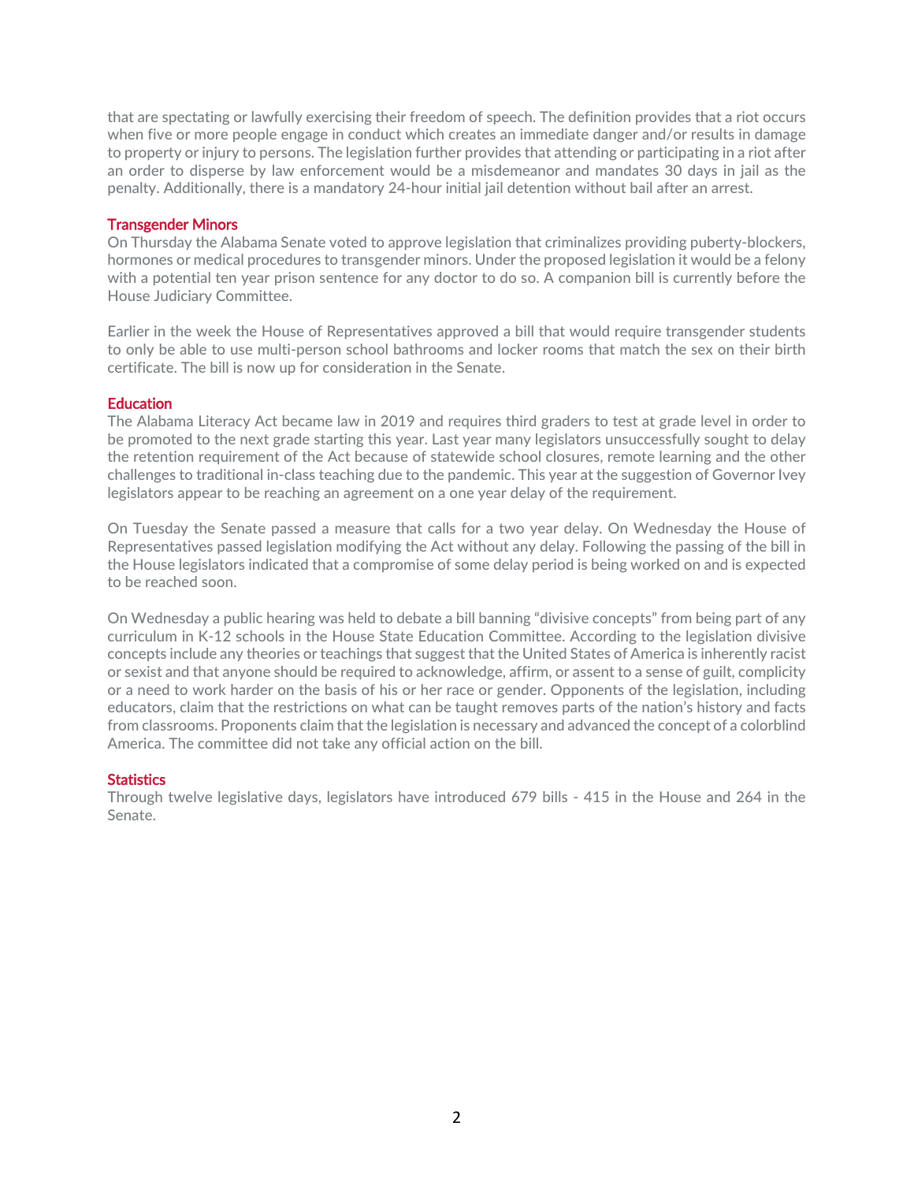that are spectating or lawfully exercising their freedom of speech. The definition provides that a riot occurs when five or more people engage in conduct which creates an immediate danger and/or results in damage to property or injury to persons. The legislation further provides that attending or participating in a riot after an order to disperse by law enforcement would be a misdemeanor and mandates 30 days in jail as the penalty. Additionally, there is a mandatory 24-hour initial jail detention without bail after an arrest.

## Transgender Minors

On Thursday the Alabama Senate voted to approve legislation that criminalizes providing puberty-blockers, hormones or medical procedures to transgender minors. Under the proposed legislation it would be a felony with a potential ten year prison sentence for any doctor to do so. A companion bill is currently before the House Judiciary Committee.

Earlier in the week the House of Representatives approved a bill that would require transgender students to only be able to use multi-person school bathrooms and locker rooms that match the sex on their birth certificate. The bill is now up for consideration in the Senate.

## Education

The Alabama Literacy Act became law in 2019 and requires third graders to test at grade level in order to be promoted to the next grade starting this year. Last year many legislators unsuccessfully sought to delay the retention requirement of the Act because of statewide school closures, remote learning and the other challenges to traditional in-class teaching due to the pandemic. This year at the suggestion of Governor Ivey legislators appear to be reaching an agreement on a one year delay of the requirement.

On Tuesday the Senate passed a measure that calls for a two year delay. On Wednesday the House of Representatives passed legislation modifying the Act without any delay. Following the passing of the bill in the House legislators indicated that a compromise of some delay period is being worked on and is expected to be reached soon.

On Wednesday a public hearing was held to debate a bill banning "divisive concepts" from being part of any curriculum in K-12 schools in the House State Education Committee. According to the legislation divisive concepts include any theories or teachings that suggest that the United States of America is inherently racist or sexist and that anyone should be required to acknowledge, affirm, or assent to a sense of guilt, complicity or a need to work harder on the basis of his or her race or gender. Opponents of the legislation, including educators, claim that the restrictions on what can be taught removes parts of the nation's history and facts from classrooms. Proponents claim that the legislation is necessary and advanced the concept of a colorblind America. The committee did not take any official action on the bill.

## Statistics

Through twelve legislative days, legislators have introduced 679 bills - 415 in the House and 264 in the Senate.